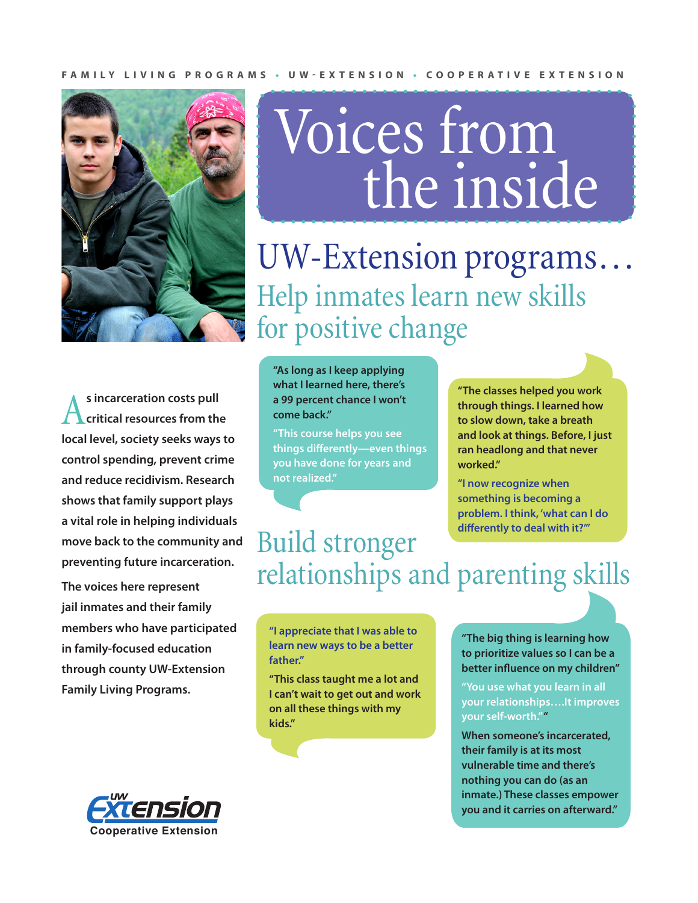FAMILY LIVING PROGRAMS • UW-EXTENSION • COOPERATIVE EXTENSION

# Voices from the inside

## UW-Extension programs…

### Help inmates learn new skills for positive change

**As incarceration costs pull critical resources from the local level, society seeks ways to control spending, prevent crime and reduce recidivism. Research shows that family support plays a vital role in helping individuals move back to the community and preventing future incarceration.**

**The voices here represent jail inmates and their family members who have participated in family-focused education through county UW-Extension Family Living Programs.**

**"As long as I keep applying what I learned here, there's a 99 percent chance I won't come back."**

**"This course helps you see things differently—even things you have done for years and not realized."**

**"The classes helped you work through things. I learned how to slow down, take a breath and look at things. Before, I just ran headlong and that never worked."**

**"I now recognize when something is becoming a problem. I think, 'what can I do differently to deal with it?'"**

### Build stronger relationships and parenting skills

**"I appreciate that I was able to learn new ways to be a better father."**

**"This class taught me a lot and I can't wait to get out and work on all these things with my kids."**

**"The big thing is learning how to prioritize values so I can be a better influence on my children"**

**"You use what you learn in all your relationships….It improves your self-worth." "**

**When someone's incarcerated, their family is at its most vulnerable time and there's nothing you can do (as an inmate.) These classes empower you and it carries on afterward."**

UW Extension
Cooperative Extension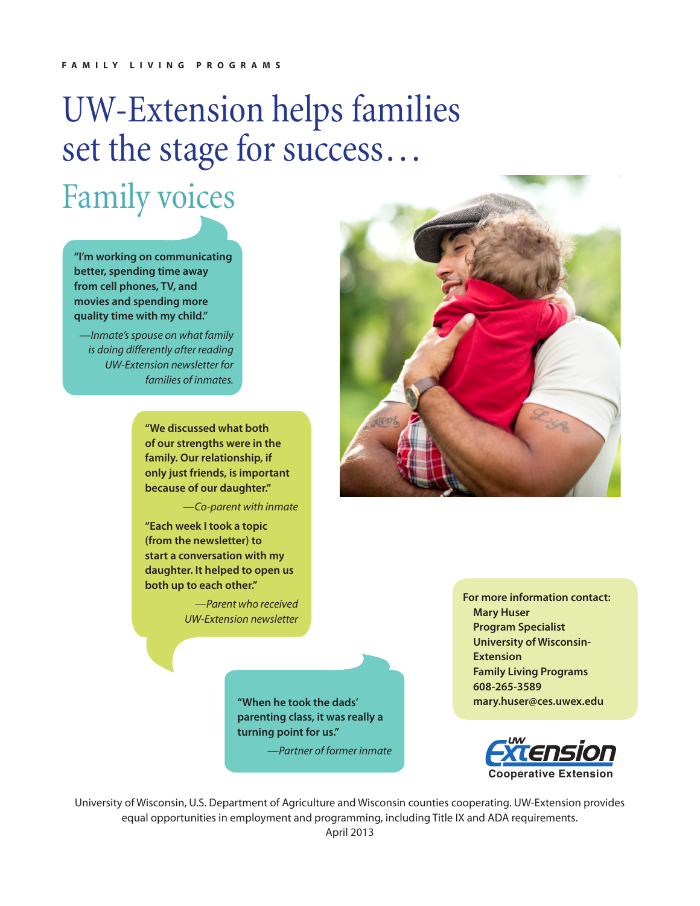FAMILY LIVING PROGRAMS

# UW-Extension helps families set the stage for success…

## Family voices

**"I'm working on communicating better, spending time away from cell phones, TV, and movies and spending more quality time with my child."**

*—Inmate's spouse on what family is doing differently after reading UW-Extension newsletter for families of inmates.*

**"We discussed what both of our strengths were in the family. Our relationship, if only just friends, is important because of our daughter."**

*—Co-parent with inmate*

**"Each week I took a topic (from the newsletter) to start a conversation with my daughter. It helped to open us both up to each other."**

*—Parent who received UW-Extension newsletter*

**"When he took the dads' parenting class, it was really a turning point for us."**

*—Partner of former inmate*

**For more information contact:**
**Mary Huser**
**Program Specialist**
**University of Wisconsin-Extension**
**Family Living Programs**
**608-265-3589**
**mary.huser@ces.uwex.edu**

UW Extension
Cooperative Extension

University of Wisconsin, U.S. Department of Agriculture and Wisconsin counties cooperating. UW-Extension provides equal opportunities in employment and programming, including Title IX and ADA requirements.
April 2013